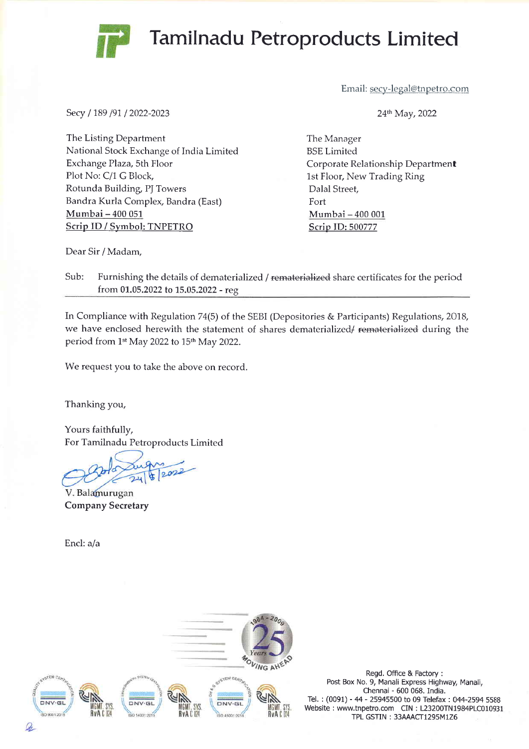# Tamilnadu Petroproducts Limited

Email: secy-legal@tnpetro.com

Secy / 189 /91 / 2022-2023

24th May, 2022

The Listing Department
National Stock Exchange of India Limited
Exchange Plaza, 5th Floor
Plot No: C/1 G Block,
Rotunda Building, PJ Towers
Bandra Kurla Complex, Bandra (East)
Mumbai – 400 051
Scrip ID / Symbol: TNPETRO

The Manager
BSE Limited
Corporate Relationship Department
1st Floor, New Trading Ring
Dalal Street,
Fort
Mumbai – 400 001
Scrip ID: 500777

Dear Sir / Madam,

Sub: Furnishing the details of dematerialized / ~~rematerialized~~ share certificates for the period from 01.05.2022 to 15.05.2022 - reg

In Compliance with Regulation 74(5) of the SEBI (Depositories & Participants) Regulations, 2018, we have enclosed herewith the statement of shares dematerialized/ ~~rematerialized~~ during the period from 1st May 2022 to 15th May 2022.

We request you to take the above on record.

Thanking you,

Yours faithfully,
For Tamilnadu Petroproducts Limited

24/5/2022

V. Balamurugan
**Company Secretary**

Encl: a/a

Regd. Office & Factory :
Post Box No. 9, Manali Express Highway, Manali,
Chennai - 600 068. India.
Tel. : (0091) - 44 - 25945500 to 09 Telefax : 044-2594 5588
Website : www.tnpetro.com CIN : L23200TN1984PLC010931
TPL GSTIN : 33AAACT1295M1Z6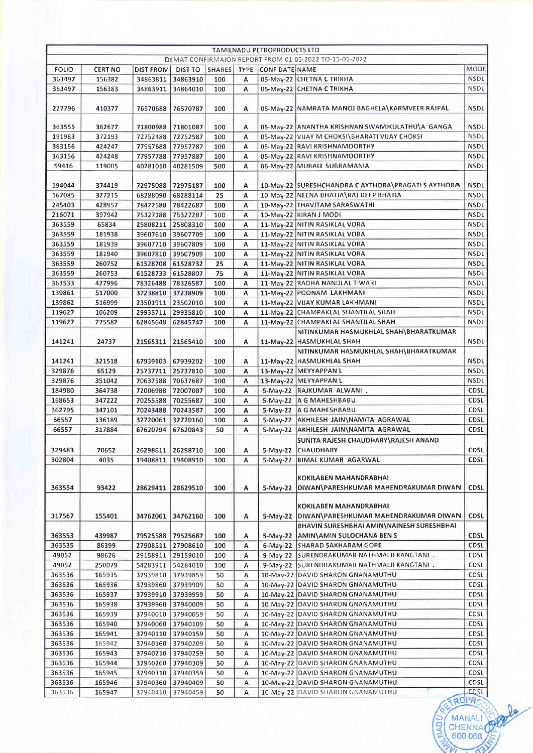| TAMILNADU PETROPRODUCTS LTD | | | | | | | | |
|---|---|---|---|---|---|---|---|---|
| DEMAT CONFIRMAION REPORT FROM-01-05-2022 TO-15-05-2022 | | | | | | | | |
| FOLIO | CERT NO | DIST FROM | DIST TO | SHARES | TYPE | CONF DATE | NAME | MODE |
| 363497 | 156382 | 34863811 | 34863910 | 100 | A | 05-May-22 | CHETNA C TRIKHA | NSDL |
| 363497 | 156383 | 34863911 | 34864010 | 100 | A | 05-May-22 | CHETNA C TRIKHA | NSDL |
| 227796 | 410377 | 76570688 | 76570787 | 100 | A | 05-May-22 | NAMRATA MANOJ BAGHELA\KARMVEER RAJPAL | NSDL |
| 363555 | 362677 | 71800988 | 71801087 | 100 | A | 05-May-22 | ANANTHA KRISHNAN SWAMIKULATHU\A GANGA | NSDL |
| 191983 | 372193 | 72752488 | 72752587 | 100 | A | 05-May-22 | VIJAY M CHOKSI\BHARATI VIJAY CHOKSI | NSDL |
| 363156 | 424247 | 77957688 | 77957787 | 100 | A | 05-May-22 | RAVI KRISHNAMOORTHY | NSDL |
| 363156 | 424248 | 77957788 | 77957887 | 100 | A | 05-May-22 | RAVI KRISHNAMOORTHY | NSDL |
| 59416 | 119005 | 40281010 | 40281509 | 500 | A | 06-May-22 | MURALI SUBRAMANIA | NSDL |
| 194044 | 374419 | 72975088 | 72975187 | 100 | A | 10-May-22 | SURESHCHANDRA C AYTHORA\PRAGATI S AYTHORA | NSDL |
| 167085 | 327215 | 68288090 | 68288114 | 25 | A | 10-May-22 | NEENA BHATIA\RAJ DEEP BHATIA | NSDL |
| 245403 | 428957 | 78422588 | 78422687 | 100 | A | 10-May-22 | THAVITAM SARASWATHI | NSDL |
| 216071 | 397942 | 75327188 | 75327287 | 100 | A | 10-May-22 | KIRAN J MODI | NSDL |
| 363559 | 65834 | 25808211 | 25808310 | 100 | A | 11-May-22 | NITIN RASIKLAL VORA | NSDL |
| 363559 | 181938 | 39607610 | 39607709 | 100 | A | 11-May-22 | NITIN RASIKLAL VORA | NSDL |
| 363559 | 181939 | 39607710 | 39607809 | 100 | A | 11-May-22 | NITIN RASIKLAL VORA | NSDL |
| 363559 | 181940 | 39607810 | 39607909 | 100 | A | 11-May-22 | NITIN RASIKLAL VORA | NSDL |
| 363559 | 260752 | 61528708 | 61528732 | 25 | A | 11-May-22 | NITIN RASIKLAL VORA | NSDL |
| 363559 | 260753 | 61528733 | 61528807 | 75 | A | 11-May-22 | NITIN RASIKLAL VORA | NSDL |
| 363533 | 427996 | 78326488 | 78326587 | 100 | A | 11-May-22 | RADHA NANDLAL TIWARI | NSDL |
| 139861 | 517000 | 37238810 | 37238909 | 100 | A | 11-May-22 | POONAM LAKHMANI | NSDL |
| 139862 | 516999 | 23501911 | 23502010 | 100 | A | 11-May-22 | VIJAY KUMAR LAKHMANI | NSDL |
| 119627 | 106209 | 29935711 | 29935810 | 100 | A | 11-May-22 | CHAMPAKLAL SHANTILAL SHAH | NSDL |
| 119627 | 275582 | 62845648 | 62845747 | 100 | A | 11-May-22 | CHAMPAKLAL SHANTILAL SHAH | NSDL |
| 141241 | 24737 | 21565311 | 21565410 | 100 | A | 11-May-22 | NITINKUMAR HASMUKHLAL SHAH\BHARATKUMAR HASMUKHLAL SHAH | NSDL |
| 141241 | 321518 | 67939103 | 67939202 | 100 | A | 11-May-22 | NITINKUMAR HASMUKHLAL SHAH\BHARATKUMAR HASMUKHLAL SHAH | NSDL |
| 329876 | 65129 | 25737711 | 25737810 | 100 | A | 13-May-22 | MEYYAPPAN L | NSDL |
| 329876 | 351042 | 70637588 | 70637687 | 100 | A | 13-May-22 | MEYYAPPAN L | NSDL |
| 184980 | 364738 | 72006988 | 72007087 | 100 | A | 5-May-22 | RAJKUMAR ALWANI . | CDSL |
| 168653 | 347222 | 70255588 | 70255687 | 100 | A | 5-May-22 | A G MAHESHBABU | CDSL |
| 362795 | 347101 | 70243588 | 70243587 | 100 | A | 5-May-22 | A G MAHESHBABU | CDSL |
| 66557 | 136189 | 32720061 | 32720160 | 100 | A | 5-May-22 | AKHILESH JAIN\NAMITA AGRAWAL | CDSL |
| 66557 | 317884 | 67620794 | 67620843 | 50 | A | 5-May-22 | AKHILESH JAIN\NAMITA AGRAWAL | CDSL |
| 329483 | 70652 | 26298611 | 26298710 | 100 | A | 5-May-22 | SUNITA RAJESH CHAUDHARY\RAJESH ANAND CHAUDHARY | CDSL |
| 302804 | 4035 | 19408811 | 19408910 | 100 | A | 5-May-22 | BIMAL KUMAR AGARWAL | CDSL |
| 363554 | 93422 | 28629411 | 28629510 | 100 | A | 5-May-22 | KOKILABEN MAHANDRABHAI DIWAN\PARESHKUMAR MAHENDRAKUMAR DIWAN | CDSL |
| 317567 | 155401 | 34762061 | 34762160 | 100 | A | 5-May-22 | KOKILABEN MAHANDRABHAI DIWAN\PARESHKUMAR MAHENDRAKUMAR DIWAN | CDSL |
| 363553 | 439987 | 79525588 | 79525687 | 100 | A | 5-May-22 | BHAVIN SURESHBHAI AMIN\AMIN NAINESH SURESHBHAI AMIN\AMIN SULOCHANA BEN S | CDSL |
| 363535 | 86399 | 27908511 | 27908610 | 100 | A | 6-May-22 | SHARAD SAKHARAM GORE | CDSL |
| 49052 | 98626 | 29158911 | 29159010 | 100 | A | 9-May-22 | SURENDRAKUMAR NATHMALJI KANGTANI . | CDSL |
| 49052 | 250079 | 54283911 | 54284010 | 100 | A | 9-May-22 | SURENDRAKUMAR NATHMALJI KANGTANI . | CDSL |
| 363536 | 165935 | 37939810 | 37939859 | 50 | A | 10-May-22 | DAVID SHARON GNANAMUTHU | CDSL |
| 363536 | 165936 | 37939860 | 37939909 | 50 | A | 10-May-22 | DAVID SHARON GNANAMUTHU | CDSL |
| 363536 | 165937 | 37939910 | 37939959 | 50 | A | 10-May-22 | DAVID SHARON GNANAMUTHU | CDSL |
| 363536 | 165938 | 37939960 | 37940009 | 50 | A | 10-May-22 | DAVID SHARON GNANAMUTHU | CDSL |
| 363536 | 165939 | 37940010 | 37940059 | 50 | A | 10-May-22 | DAVID SHARON GNANAMUTHU | CDSL |
| 363536 | 165940 | 37940060 | 37940109 | 50 | A | 10-May-22 | DAVID SHARON GNANAMUTHU | CDSL |
| 363536 | 165941 | 37940110 | 37940159 | 50 | A | 10-May-22 | DAVID SHARON GNANAMUTHU | CDSL |
| 363536 | 165942 | 37940160 | 37940209 | 50 | A | 10-May-22 | DAVID SHARON GNANAMUTHU | CDSL |
| 363536 | 165943 | 37940210 | 37940259 | 50 | A | 10-May-22 | DAVID SHARON GNANAMUTHU | CDSL |
| 363536 | 165944 | 37940260 | 37940309 | 50 | A | 10-May-22 | DAVID SHARON GNANAMUTHU | CDSL |
| 363536 | 165945 | 37940310 | 37940359 | 50 | A | 10-May-22 | DAVID SHARON GNANAMUTHU | CDSL |
| 363536 | 165946 | 37940360 | 37940409 | 50 | A | 10-May-22 | DAVID SHARON GNANAMUTHU | CDSL |
| 363536 | 165947 | 37940410 | 37940459 | 50 | A | 10-May-22 | DAVID SHARON GNANAMUTHU | CDSL |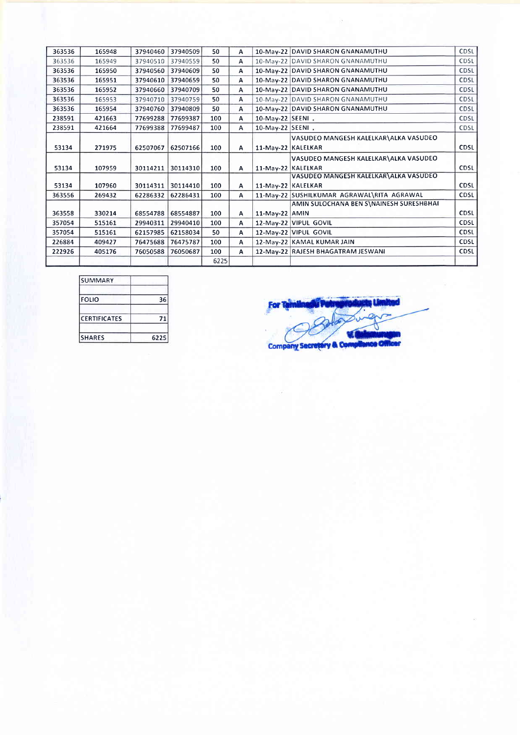| | | | | | | | | |
|---|---|---|---|---|---|---|---|---|
| 363536 | 165948 | 37940460 | 37940509 | 50 | A | 10-May-22 | DAVID SHARON GNANAMUTHU | CDSL |
| 363536 | 165949 | 37940510 | 37940559 | 50 | A | 10-May-22 | DAVID SHARON GNANAMUTHU | CDSL |
| 363536 | 165950 | 37940560 | 37940609 | 50 | A | 10-May-22 | DAVID SHARON GNANAMUTHU | CDSL |
| 363536 | 165951 | 37940610 | 37940659 | 50 | A | 10-May-22 | DAVID SHARON GNANAMUTHU | CDSL |
| 363536 | 165952 | 37940660 | 37940709 | 50 | A | 10-May-22 | DAVID SHARON GNANAMUTHU | CDSL |
| 363536 | 165953 | 37940710 | 37940759 | 50 | A | 10-May-22 | DAVID SHARON GNANAMUTHU | CDSL |
| 363536 | 165954 | 37940760 | 37940809 | 50 | A | 10-May-22 | DAVID SHARON GNANAMUTHU | CDSL |
| 238591 | 421663 | 77699288 | 77699387 | 100 | A | 10-May-22 | SEENI . | CDSL |
| 238591 | 421664 | 77699388 | 77699487 | 100 | A | 10-May-22 | SEENI . | CDSL |
| 53134 | 271975 | 62507067 | 62507166 | 100 | A | 11-May-22 | VASUDEO MANGESH KALELKAR\ALKA VASUDEO KALELKAR | CDSL |
| 53134 | 107959 | 30114211 | 30114310 | 100 | A | 11-May-22 | VASUDEO MANGESH KALELKAR\ALKA VASUDEO KALELKAR | CDSL |
| 53134 | 107960 | 30114311 | 30114410 | 100 | A | 11-May-22 | VASUDEO MANGESH KALELKAR\ALKA VASUDEO KALELKAR | CDSL |
| 363556 | 269432 | 62286332 | 62286431 | 100 | A | 11-May-22 | SUSHILKUMAR AGRAWAL\RITA AGRAWAL | CDSL |
| 363558 | 330214 | 68554788 | 68554887 | 100 | A | 11-May-22 | AMIN SULOCHANA BEN S\NAINESH SURESHBHAI AMIN | CDSL |
| 357054 | 515161 | 29940311 | 29940410 | 100 | A | 12-May-22 | VIPUL GOVIL | CDSL |
| 357054 | 515161 | 62157985 | 62158034 | 50 | A | 12-May-22 | VIPUL GOVIL | CDSL |
| 226884 | 409427 | 76475688 | 76475787 | 100 | A | 12-May-22 | KAMAL KUMAR JAIN | CDSL |
| 222926 | 405176 | 76050588 | 76050687 | 100 | A | 12-May-22 | RAJESH BHAGATRAM JESWANI | CDSL |
| | | | | 6225 | | | | |

| SUMMARY | |
|---|---|
| FOLIO | 36 |
| CERTIFICATES | 71 |
| SHARES | 6225 |

For Tamilnadu Petroproducts Limited

V. Balamurugan

Company Secretary & Compliance Officer